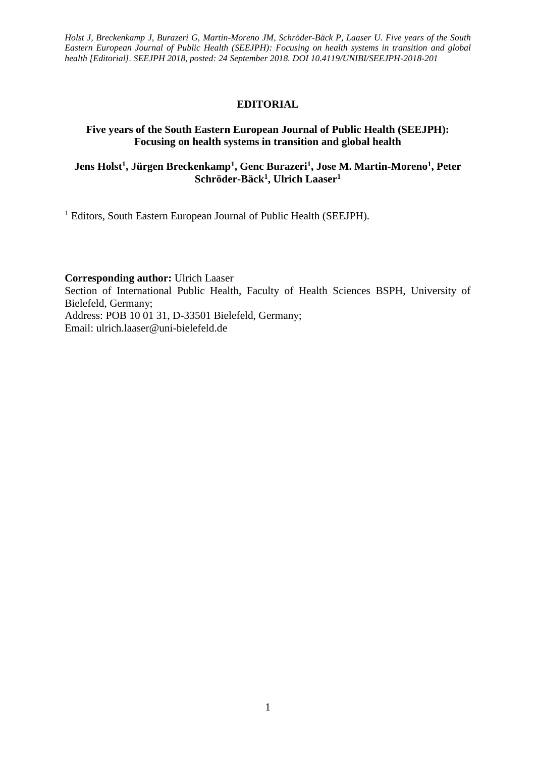*Holst J, Breckenkamp J, Burazeri G, Martin-Moreno JM, Schröder-Bäck P, Laaser U. Five years of the South Eastern European Journal of Public Health (SEEJPH): Focusing on health systems in transition and global health [Editorial]. SEEJPH 2018, posted: 24 September 2018. DOI 10.4119/UNIBI/SEEJPH-2018-201*

**EDITORIAL**

# Five years of the South Eastern European Journal of Public Health (SEEJPH): Focusing on health systems in transition and global health

**Jens Holst[1], Jürgen Breckenkamp[1], Genc Burazeri[1], Jose M. Martin-Moreno[1], Peter Schröder-Bäck[1], Ulrich Laaser[1]**

[1] Editors, South Eastern European Journal of Public Health (SEEJPH).

**Corresponding author:** Ulrich Laaser
Section of International Public Health, Faculty of Health Sciences BSPH, University of Bielefeld, Germany;
Address: POB 10 01 31, D-33501 Bielefeld, Germany;
Email: ulrich.laaser@uni-bielefeld.de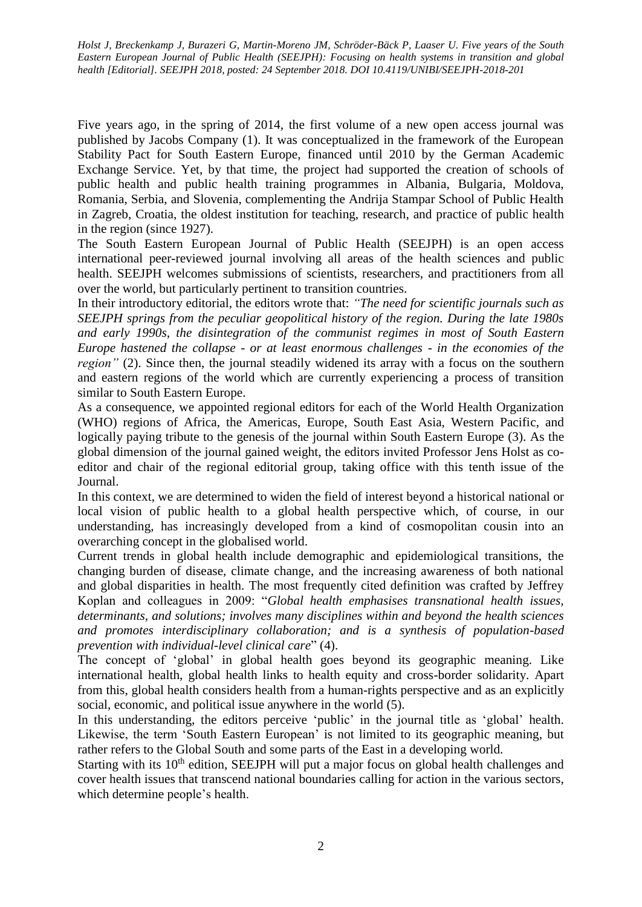Five years ago, in the spring of 2014, the first volume of a new open access journal was published by Jacobs Company (1). It was conceptualized in the framework of the European Stability Pact for South Eastern Europe, financed until 2010 by the German Academic Exchange Service. Yet, by that time, the project had supported the creation of schools of public health and public health training programmes in Albania, Bulgaria, Moldova, Romania, Serbia, and Slovenia, complementing the Andrija Stampar School of Public Health in Zagreb, Croatia, the oldest institution for teaching, research, and practice of public health in the region (since 1927).

The South Eastern European Journal of Public Health (SEEJPH) is an open access international peer-reviewed journal involving all areas of the health sciences and public health. SEEJPH welcomes submissions of scientists, researchers, and practitioners from all over the world, but particularly pertinent to transition countries.

In their introductory editorial, the editors wrote that: *"The need for scientific journals such as SEEJPH springs from the peculiar geopolitical history of the region. During the late 1980s and early 1990s, the disintegration of the communist regimes in most of South Eastern Europe hastened the collapse - or at least enormous challenges - in the economies of the region"* (2). Since then, the journal steadily widened its array with a focus on the southern and eastern regions of the world which are currently experiencing a process of transition similar to South Eastern Europe.

As a consequence, we appointed regional editors for each of the World Health Organization (WHO) regions of Africa, the Americas, Europe, South East Asia, Western Pacific, and logically paying tribute to the genesis of the journal within South Eastern Europe (3). As the global dimension of the journal gained weight, the editors invited Professor Jens Holst as co-editor and chair of the regional editorial group, taking office with this tenth issue of the Journal.

In this context, we are determined to widen the field of interest beyond a historical national or local vision of public health to a global health perspective which, of course, in our understanding, has increasingly developed from a kind of cosmopolitan cousin into an overarching concept in the globalised world.

Current trends in global health include demographic and epidemiological transitions, the changing burden of disease, climate change, and the increasing awareness of both national and global disparities in health. The most frequently cited definition was crafted by Jeffrey Koplan and colleagues in 2009: "*Global health emphasises transnational health issues, determinants, and solutions; involves many disciplines within and beyond the health sciences and promotes interdisciplinary collaboration; and is a synthesis of population-based prevention with individual-level clinical care*" (4).

The concept of 'global' in global health goes beyond its geographic meaning. Like international health, global health links to health equity and cross-border solidarity. Apart from this, global health considers health from a human-rights perspective and as an explicitly social, economic, and political issue anywhere in the world (5).

In this understanding, the editors perceive 'public' in the journal title as 'global' health. Likewise, the term 'South Eastern European' is not limited to its geographic meaning, but rather refers to the Global South and some parts of the East in a developing world.

Starting with its 10th edition, SEEJPH will put a major focus on global health challenges and cover health issues that transcend national boundaries calling for action in the various sectors, which determine people's health.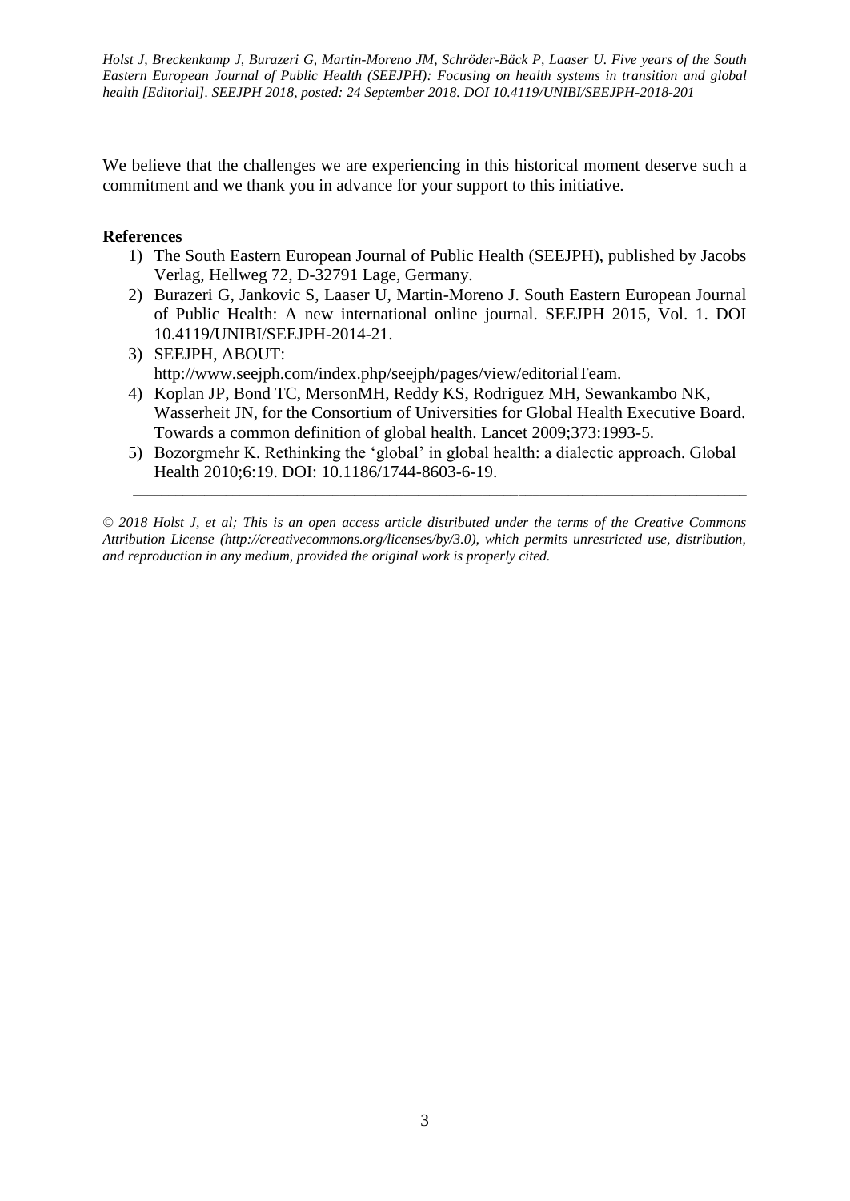We believe that the challenges we are experiencing in this historical moment deserve such a commitment and we thank you in advance for your support to this initiative.

**References**

1) The South Eastern European Journal of Public Health (SEEJPH), published by Jacobs Verlag, Hellweg 72, D-32791 Lage, Germany.
2) Burazeri G, Jankovic S, Laaser U, Martin-Moreno J. South Eastern European Journal of Public Health: A new international online journal. SEEJPH 2015, Vol. 1. DOI 10.4119/UNIBI/SEEJPH-2014-21.
3) SEEJPH, ABOUT: http://www.seejph.com/index.php/seejph/pages/view/editorialTeam.
4) Koplan JP, Bond TC, MersonMH, Reddy KS, Rodriguez MH, Sewankambo NK, Wasserheit JN, for the Consortium of Universities for Global Health Executive Board. Towards a common definition of global health. Lancet 2009;373:1993-5.
5) Bozorgmehr K. Rethinking the 'global' in global health: a dialectic approach. Global Health 2010;6:19. DOI: 10.1186/1744-8603-6-19.

---

*© 2018 Holst J, et al; This is an open access article distributed under the terms of the Creative Commons Attribution License (http://creativecommons.org/licenses/by/3.0), which permits unrestricted use, distribution, and reproduction in any medium, provided the original work is properly cited.*